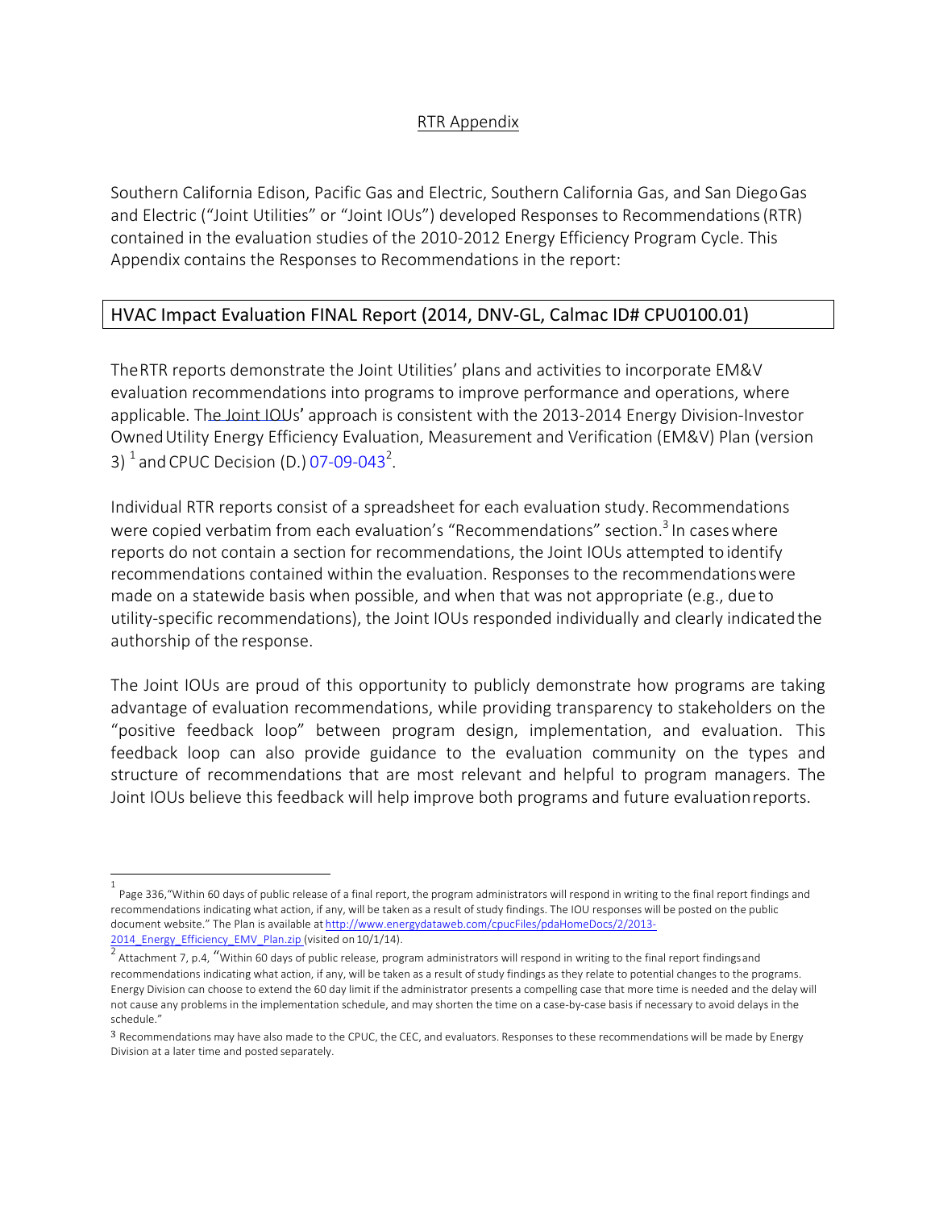## RTR Appendix

Southern California Edison, Pacific Gas and Electric, Southern California Gas, and San Diego Gas and Electric ("Joint Utilities" or "Joint IOUs") developed Responses to Recommendations (RTR) contained in the evaluation studies of the 2010-2012 Energy Efficiency Program Cycle. This Appendix contains the Responses to Recommendations in the report:

| HVAC Impact Evaluation FINAL Report (2014, DNV-GL, Calmac ID# CPU0100.01) |
|---|

The RTR reports demonstrate the Joint Utilities' plans and activities to incorporate EM&V evaluation recommendations into programs to improve performance and operations, where applicable. The Joint IOUs' approach is consistent with the 2013-2014 Energy Division-Investor Owned Utility Energy Efficiency Evaluation, Measurement and Verification (EM&V) Plan (version 3) [1] and CPUC Decision (D.) 07-09-043[2].

Individual RTR reports consist of a spreadsheet for each evaluation study. Recommendations were copied verbatim from each evaluation's "Recommendations" section.[3] In cases where reports do not contain a section for recommendations, the Joint IOUs attempted to identify recommendations contained within the evaluation. Responses to the recommendations were made on a statewide basis when possible, and when that was not appropriate (e.g., due to utility-specific recommendations), the Joint IOUs responded individually and clearly indicated the authorship of the response.

The Joint IOUs are proud of this opportunity to publicly demonstrate how programs are taking advantage of evaluation recommendations, while providing transparency to stakeholders on the "positive feedback loop" between program design, implementation, and evaluation. This feedback loop can also provide guidance to the evaluation community on the types and structure of recommendations that are most relevant and helpful to program managers. The Joint IOUs believe this feedback will help improve both programs and future evaluation reports.

---

[1] Page 336, "Within 60 days of public release of a final report, the program administrators will respond in writing to the final report findings and recommendations indicating what action, if any, will be taken as a result of study findings. The IOU responses will be posted on the public document website." The Plan is available at http://www.energydataweb.com/cpucFiles/pdaHomeDocs/2/2013-2014_Energy_Efficiency_EMV_Plan.zip (visited on 10/1/14).

[2] Attachment 7, p.4, "Within 60 days of public release, program administrators will respond in writing to the final report findings and recommendations indicating what action, if any, will be taken as a result of study findings as they relate to potential changes to the programs. Energy Division can choose to extend the 60 day limit if the administrator presents a compelling case that more time is needed and the delay will not cause any problems in the implementation schedule, and may shorten the time on a case-by-case basis if necessary to avoid delays in the schedule."

[3] Recommendations may have also made to the CPUC, the CEC, and evaluators. Responses to these recommendations will be made by Energy Division at a later time and posted separately.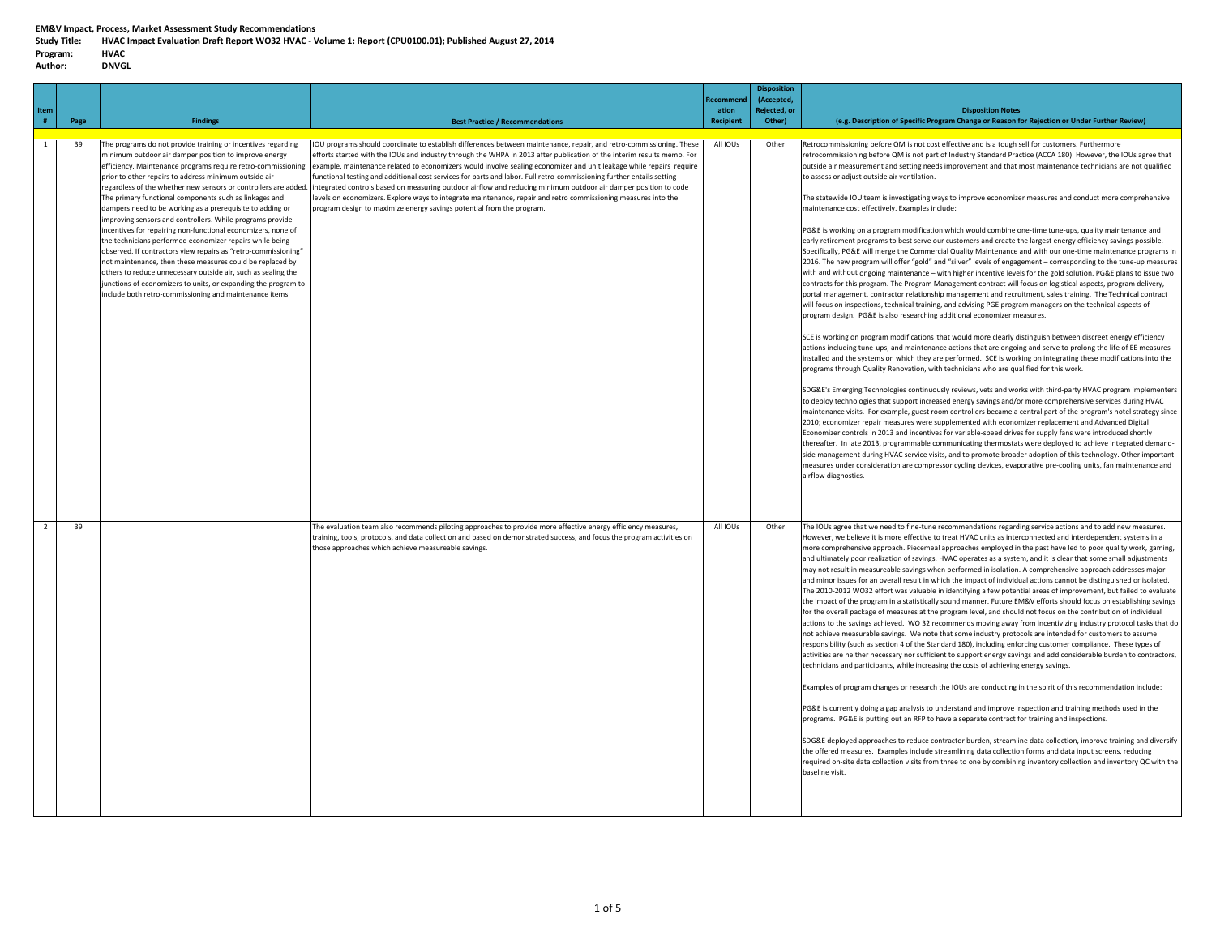**EM&V Impact, Process, Market Assessment Study Recommendations**
**Study Title:** HVAC Impact Evaluation Draft Report WO32 HVAC - Volume 1: Report (CPU0100.01); Published August 27, 2014
**Program:** HVAC
**Author:** DNVGL

| Item # | Page | Findings | Best Practice / Recommendations | Recommendation Recipient | Disposition (Accepted, Rejected, or Other) | Disposition Notes (e.g. Description of Specific Program Change or Reason for Rejection or Under Further Review) |
|---|---|---|---|---|---|---|
| 1 | 39 | The programs do not provide training or incentives regarding minimum outdoor air damper position to improve energy efficiency. Maintenance programs require retro-commissioning prior to other repairs to address minimum outside air regardless of the whether new sensors or controllers are added. The primary functional components such as linkages and dampers need to be working as a prerequisite to adding or improving sensors and controllers. While programs provide incentives for repairing non-functional economizers, none of the technicians performed economizer repairs while being observed. If contractors view repairs as "retro-commissioning" not maintenance, then these measures could be replaced by others to reduce unnecessary outside air, such as sealing the junctions of economizers to units, or expanding the program to include both retro-commissioning and maintenance items. | IOU programs should coordinate to establish differences between maintenance, repair, and retro-commissioning. These efforts started with the IOUs and industry through the WHPA in 2013 after publication of the interim results memo. For example, maintenance related to economizers would involve sealing economizer and unit leakage while repairs require functional testing and additional cost services for parts and labor. Full retro-commissioning further entails setting integrated controls based on measuring outdoor airflow and reducing minimum outdoor air damper position to code levels on economizers. Explore ways to integrate maintenance, repair and retro commissioning measures into the program design to maximize energy savings potential from the program. | All IOUs | Other | Retrocommissioning before QM is not cost effective and is a tough sell for customers. Furthermore retrocommissioning before QM is not part of Industry Standard Practice (ACCA 180). However, the IOUs agree that outside air measurement and setting needs improvement and that most maintenance technicians are not qualified to assess or adjust outside air ventilation.<br><br>The statewide IOU team is investigating ways to improve economizer measures and conduct more comprehensive maintenance cost effectively. Examples include:<br><br>PG&E is working on a program modification which would combine one-time tune-ups, quality maintenance and early retirement programs to best serve our customers and create the largest energy efficiency savings possible. Specifically, PG&E will merge the Commercial Quality Maintenance and with our one-time maintenance programs in 2016. The new program will offer "gold" and "silver" levels of engagement – corresponding to the tune-up measures with and without ongoing maintenance – with higher incentive levels for the gold solution. PG&E plans to issue two contracts for this program. The Program Management contract will focus on logistical aspects, program delivery, portal management, contractor relationship management and recruitment, sales training. The Technical contract will focus on inspections, technical training, and advising PGE program managers on the technical aspects of program design. PG&E is also researching additional economizer measures.<br><br>SCE is working on program modifications that would more clearly distinguish between discreet energy efficiency actions including tune-ups, and maintenance actions that are ongoing and serve to prolong the life of EE measures installed and the systems on which they are performed. SCE is working on integrating these modifications into the programs through Quality Renovation, with technicians who are qualified for this work.<br><br>SDG&E's Emerging Technologies continuously reviews, vets and works with third-party HVAC program implementers to deploy technologies that support increased energy savings and/or more comprehensive services during HVAC maintenance visits. For example, guest room controllers became a central part of the program's hotel strategy since 2010; economizer repair measures were supplemented with economizer replacement and Advanced Digital Economizer controls in 2013 and incentives for variable-speed drives for supply fans were introduced shortly thereafter. In late 2013, programmable communicating thermostats were deployed to achieve integrated demand-side management during HVAC service visits, and to promote broader adoption of this technology. Other important measures under consideration are compressor cycling devices, evaporative pre-cooling units, fan maintenance and airflow diagnostics. |
| 2 | 39 | | The evaluation team also recommends piloting approaches to provide more effective energy efficiency measures, training, tools, protocols, and data collection and based on demonstrated success, and focus the program activities on those approaches which achieve measureable savings. | All IOUs | Other | The IOUs agree that we need to fine-tune recommendations regarding service actions and to add new measures. However, we believe it is more effective to treat HVAC units as interconnected and interdependent systems in a more comprehensive approach. Piecemeal approaches employed in the past have led to poor quality work, gaming, and ultimately poor realization of savings. HVAC operates as a system, and it is clear that some small adjustments may not result in measureable savings when performed in isolation. A comprehensive approach addresses major and minor issues for an overall result in which the impact of individual actions cannot be distinguished or isolated. The 2010-2012 WO32 effort was valuable in identifying a few potential areas of improvement, but failed to evaluate the impact of the program in a statistically sound manner. Future EM&V efforts should focus on establishing savings for the overall package of measures at the program level, and should not focus on the contribution of individual actions to the savings achieved. WO 32 recommends moving away from incentivizing industry protocol tasks that do not achieve measurable savings. We note that some industry protocols are intended for customers to assume responsibility (such as section 4 of the Standard 180), including enforcing customer compliance. These types of activities are neither necessary nor sufficient to support energy savings and add considerable burden to contractors, technicians and participants, while increasing the costs of achieving energy savings.<br><br>Examples of program changes or research the IOUs are conducting in the spirit of this recommendation include:<br><br>PG&E is currently doing a gap analysis to understand and improve inspection and training methods used in the programs. PG&E is putting out an RFP to have a separate contract for training and inspections.<br><br>SDG&E deployed approaches to reduce contractor burden, streamline data collection, improve training and diversify the offered measures. Examples include streamlining data collection forms and data input screens, reducing required on-site data collection visits from three to one by combining inventory collection and inventory QC with the baseline visit. |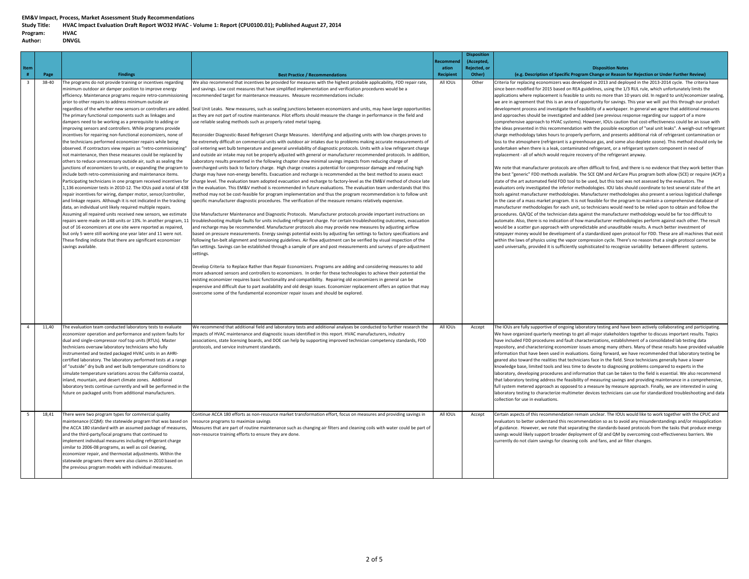**EM&V Impact, Process, Market Assessment Study Recommendations**

**Study Title:** HVAC Impact Evaluation Draft Report WO32 HVAC - Volume 1: Report (CPU0100.01); Published August 27, 2014

**Program:** HVAC

**Author:** DNVGL

| Item # | Page | Findings | Best Practice / Recommendations | Recommendation Recipient | Disposition (Accepted, Rejected, or Other) | Disposition Notes (e.g. Description of Specific Program Change or Reason for Rejection or Under Further Review) |
|---|---|---|---|---|---|---|
| 3 | 38-40 | The programs do not provide training or incentives regarding minimum outdoor air damper position to improve energy efficiency. Maintenance programs require retro-commissioning prior to other repairs to address minimum outside air regardless of the whether new sensors or controllers are added. The primary functional components such as linkages and dampers need to be working as a prerequisite to adding or improving sensors and controllers. While programs provide incentives for repairing non-functional economizers, none of the technicians performed economizer repairs while being observed. If contractors view repairs as "retro-commissioning" not maintenance, then these measures could be replaced by others to reduce unnecessary outside air, such as sealing the junctions of economizers to units, or expanding the program to include both retro-commissioning and maintenance items. Participating technicians in one program received incentives for 1,136 economizer tests in 2010-12. The IOUs paid a total of 438 repair incentives for wiring, damper motor, sensor/controller, and linkage repairs. Although it is not indicated in the tracking data, an individual unit likely required multiple repairs. Assuming all repaired units received new sensors, we estimate repairs were made on 148 units or 13%. In another program, 11 out of 16 economizers at one site were reported as repaired, but only 5 were still working one year later and 11 were not. These finding indicate that there are significant economizer savings available. | We also recommend that incentives be provided for measures with the highest probable applicability, FDD repair rate, and savings. Low cost measures that have simplified implementation and verification procedures would be a recommended target for maintenance measures. Measure recommendations include:<br><br>Seal Unit Leaks. New measures, such as sealing junctions between economizers and units, may have large opportunities as they are not part of routine maintenance. Pilot efforts should measure the change in performance in the field and use reliable sealing methods such as properly rated metal taping.<br><br>Reconsider Diagnostic-Based Refrigerant Charge Measures. Identifying and adjusting units with low charges proves to be extremely difficult on commercial units with outdoor air intakes due to problems making accurate measurements of coil entering wet bulb temperature and general unreliability of diagnostic protocols. Units with a low refrigerant charge and outside air intake may not be properly adjusted with general or manufacturer recommended protocols. In addition, Laboratory results presented in the following chapter show minimal savings impacts from reducing charge of overcharged units back to factory charge. High charge creates a potential for compressor damage and reducing high charge may have non-energy benefits. Evacuation and recharge is recommended as the best method to assess exact charge level. The evaluation team adopted evacuation and recharge to factory-level as the EM&V method of choice late in the evaluation. This EM&V method is recommended in future evaluations. The evaluation team understands that this method may not be cost-feasible for program implementation and thus the program recommendation is to follow unit specific manufacturer diagnostic procedures. The verification of the measure remains relatively expensive.<br><br>Use Manufacturer Maintenance and Diagnostic Protocols. Manufacturer protocols provide important instructions on troubleshooting multiple faults for units including refrigerant charge. For certain troubleshooting outcomes, evacuation and recharge may be recommended. Manufacturer protocols also may provide new measures by adjusting airflow based on pressure measurements. Energy savings potential exists by adjusting fan settings to factory specifications and following fan-belt alignment and tensioning guidelines. Air flow adjustment can be verified by visual inspection of the fan settings. Savings can be established through a sample of pre and post measurements and surveys of pre-adjustment settings.<br><br>Develop Criteria to Replace Rather than Repair Economizers. Programs are adding and considering measures to add more advanced sensors and controllers to economizers. In order for these technologies to achieve their potential the existing economizer requires basic functionality and compatibility. Repairing old economizers in general can be expensive and difficult due to part availability and old design issues. Economizer replacement offers an option that may overcome some of the fundamental economizer repair issues and should be explored. | All IOUs | Other | Criteria for replacing economizers was developed in 2013 and deployed in the 2013-2014 cycle. The criteria have since been modified for 2015 based on REA guidelines, using the 1/3 RUL rule, which unfortunately limits the applications where replacement is feasible to units no more than 10 years old. In regard to unit/economizer sealing, we are in agreement that this is an area of opportunity for savings. This year we will put this through our product development process and investigate the feasibility of a workpaper. In general we agree that additional measures and approaches should be investigated and added (see previous response regarding our support of a more comprehensive approach to HVAC systems). However, IOUs caution that cost-effectiveness could be an issue with the ideas presented in this recommendation with the possible exception of "seal unit leaks". A weigh-out refrigerant charge methodology takes hours to properly perform, and presents additional risk of refrigerant contamination or loss to the atmosphere (refrigerant is a greenhouse gas, and some also deplete ozone). This method should only be undertaken when there is a leak, contaminated refrigerant, or a refrigerant system component in need of replacement - all of which would require recovery of the refrigerant anyway.<br><br>We note that manufacturer protocols are often difficult to find, and there is no evidence that they work better than the best "generic" FDD methods available. The SCE QM and AirCare Plus program both allow (SCE) or require (ACP) a state of the art automated field FDD tool to be used, but this tool was not assessed by the evaluators. The evaluators only investigated the inferior methodologies. IOU labs should coordinate to test several state of the art tools against manufacturer methodologies. Manufacturer methodologies also present a serious logistical challenge in the case of a mass market program. It is not feasible for the program to maintain a comprehensive database of manufacturer methodologies for each unit, so technicians would need to be relied upon to obtain and follow the procedures. QA/QC of the technician data against the manufacturer methodology would be far too difficult to automate. Also, there is no indication of how manufacturer methodologies perform against each other. The result would be a scatter gun approach with unpredictable and unauditable results. A much better investment of ratepayer money would be development of a standardized open protocol for FDD. These are all machines that exist within the laws of physics using the vapor compression cycle. There's no reason that a single protocol cannot be used universally, provided it is sufficiently sophisticated to recognize variability between different systems. |
| 4 | 11,40 | The evaluation team conducted laboratory tests to evaluate economizer operation and performance and system faults for dual and single-compressor roof top units (RTUs). Master technicians oversaw laboratory technicians who fully instrumented and tested packaged HVAC units in an AHRI-certified laboratory. The laboratory performed tests at a range of "outside" dry bulb and wet bulb temperature conditions to simulate temperature variations across the California coastal, inland, mountain, and desert climate zones. Additional laboratory tests continue currently and will be performed in the future on packaged units from additional manufacturers. | We recommend that additional field and laboratory tests and additional analyses be conducted to further research the impacts of HVAC maintenance and diagnostic issues identified in this report. HVAC manufacturers, industry associations, state licensing boards, and DOE can help by supporting improved technician competency standards, FDD protocols, and service instrument standards. | All IOUs | Accept | The IOUs are fully supportive of ongoing laboratory testing and have been actively collaborating and participating. We have organized quarterly meetings to get all major stakeholders together to discuss important results. Topics have included FDD procedures and fault characterizations, establishment of a consolidated lab testing data repository, and characterizing economizer issues among many others. Many of these results have provided valuable information that have been used in evaluations. Going forward, we have recommended that laboratory testing be geared also toward the realities that technicians face in the field. Since technicians generally have a lower knowledge base, limited tools and less time to devote to diagnosing problems compared to experts in the laboratory, developing procedures and information that can be taken to the field is essential. We also recommend that laboratory testing address the feasibility of measuring savings and providing maintenance in a comprehensive, full system metered approach as opposed to a measure by measure approach. Finally, we are interested in using laboratory testing to characterize multimeter devices technicians can use for standardized troubleshooting and data collection for use in evaluations. |
| 5 | 18,41 | There were two program types for commercial quality maintenance (CQM): the statewide program that was based on the ACCA 180 standard with an assumed package of measures, and the third-party/local programs that continued to implement individual measures including refrigerant charge similar to 2006-08 programs, as well as coil cleaning, economizer repair, and thermostat adjustments. Within the statewide programs there were also claims in 2010 based on the previous program models with individual measures. | Continue ACCA 180 efforts as non-resource market transformation effort, focus on measures and providing savings in resource programs to maximize savings<br>Measures that are part of routine maintenance such as changing air filters and cleaning coils with water could be part of non-resource training efforts to ensure they are done. | All IOUs | Accept | Certain aspects of this recommendation remain unclear. The IOUs would like to work together with the CPUC and evaluators to better understand this recommendation so as to avoid any misunderstandings and/or misapplication of guidance. However, we note that separating the standards-based protocols from the tasks that produce energy savings would likely support broader deployment of QI and QM by overcoming cost-effectiveness barriers. We currently do not claim savings for cleaning coils and fans, and air filter changes. |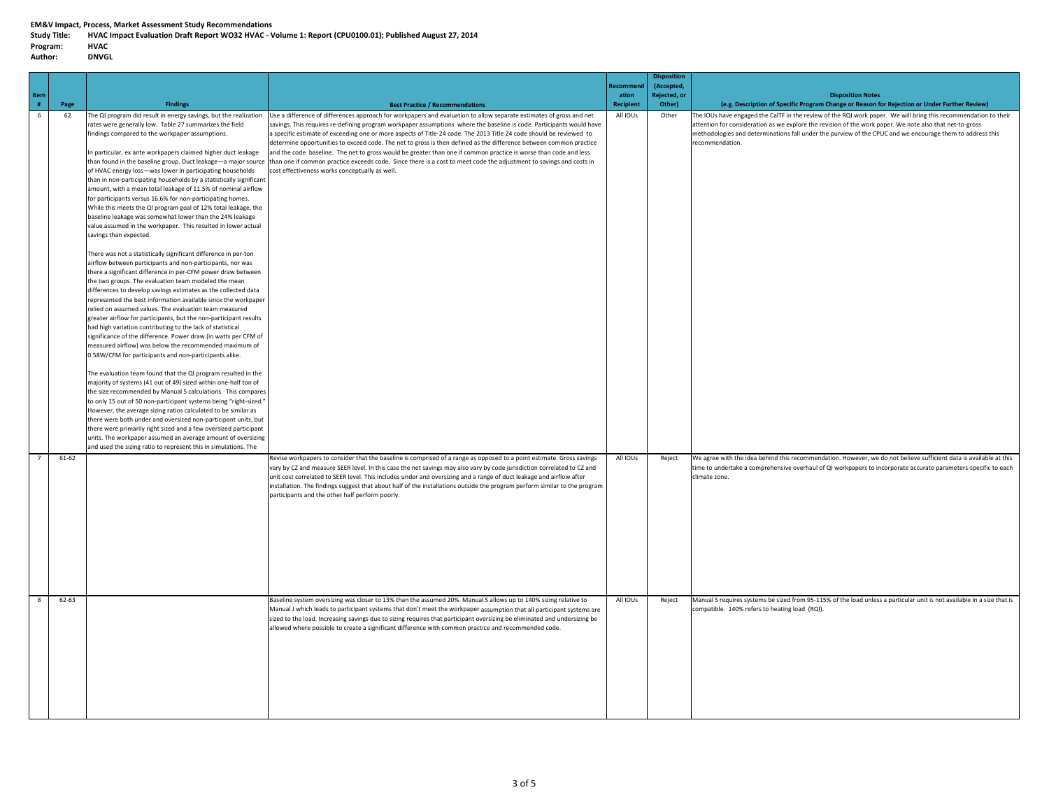**EM&V Impact, Process, Market Assessment Study Recommendations**
**Study Title:** HVAC Impact Evaluation Draft Report WO32 HVAC - Volume 1: Report (CPU0100.01); Published August 27, 2014
**Program:** HVAC
**Author:** DNVGL

| Item # | Page | Findings | Best Practice / Recommendations | Recommendation Recipient | Disposition (Accepted, Rejected, or Other) | Disposition Notes (e.g. Description of Specific Program Change or Reason for Rejection or Under Further Review) |
|---|---|---|---|---|---|---|
| 6 | 62 | The QI program did result in energy savings, but the realization rates were generally low. Table 27 summarizes the field findings compared to the workpaper assumptions.<br><br>In particular, ex ante workpapers claimed higher duct leakage than found in the baseline group. Duct leakage—a major source of HVAC energy loss—was lower in participating households than in non-participating households by a statistically significant amount, with a mean total leakage of 11.5% of nominal airflow for participants versus 16.6% for non-participating homes. While this meets the QI program goal of 12% total leakage, the baseline leakage was somewhat lower than the 24% leakage value assumed in the workpaper. This resulted in lower actual savings than expected.<br><br>There was not a statistically significant difference in per-ton airflow between participants and non-participants, nor was there a significant difference in per-CFM power draw between the two groups. The evaluation team modeled the mean differences to develop savings estimates as the collected data represented the best information available since the workpaper relied on assumed values. The evaluation team measured greater airflow for participants, but the non-participant results had high variation contributing to the lack of statistical significance of the difference. Power draw (in watts per CFM of measured airflow) was below the recommended maximum of 0.58W/CFM for participants and non-participants alike.<br><br>The evaluation team found that the QI program resulted in the majority of systems (41 out of 49) sized within one-half ton of the size recommended by Manual S calculations. This compares to only 15 out of 50 non-participant systems being "right-sized." However, the average sizing ratios calculated to be similar as there were both under and oversized non-participant units, but there were primarily right sized and a few oversized participant units. The workpaper assumed an average amount of oversizing and used the sizing ratio to represent this in simulations. The | Use a difference of differences approach for workpapers and evaluation to allow separate estimates of gross and net savings. This requires re-defining program workpaper assumptions where the baseline is code. Participants would have a specific estimate of exceeding one or more aspects of Title-24 code. The 2013 Title 24 code should be reviewed to determine opportunities to exceed code. The net to gross is then defined as the difference between common practice and the code baseline. The net to gross would be greater than one if common practice is worse than code and less than one if common practice exceeds code. Since there is a cost to meet code the adjustment to savings and costs in cost effectiveness works conceptually as well. | All IOUs | Other | The IOUs have engaged the CalTF in the review of the RQI work paper. We will bring this recommendation to their attention for consideration as we explore the revision of the work paper. We note also that net-to-gross methodologies and determinations fall under the purview of the CPUC and we encourage them to address this recommendation. |
| 7 | 61-62 | | Revise workpapers to consider that the baseline is comprised of a range as opposed to a point estimate. Gross savings vary by CZ and measure SEER level. In this case the net savings may also vary by code jurisdiction correlated to CZ and unit cost correlated to SEER level. This includes under and oversizing and a range of duct leakage and airflow after installation. The findings suggest that about half of the installations outside the program perform similar to the program participants and the other half perform poorly. | All IOUs | Reject | We agree with the idea behind this recommendation. However, we do not believe sufficient data is available at this time to undertake a comprehensive overhaul of QI workpapers to incorporate accurate parameters-specific to each climate zone. |
| 8 | 62-63 | | Baseline system oversizing was closer to 13% than the assumed 20%. Manual S allows up to 140% sizing relative to Manual J which leads to participant systems that don't meet the workpaper assumption that all participant systems are sized to the load. Increasing savings due to sizing requires that participant oversizing be eliminated and undersizing be allowed where possible to create a significant difference with common practice and recommended code. | All IOUs | Reject | Manual S requires systems be sized from 95-115% of the load unless a particular unit is not available in a size that is compatible. 140% refers to heating load (RQI). |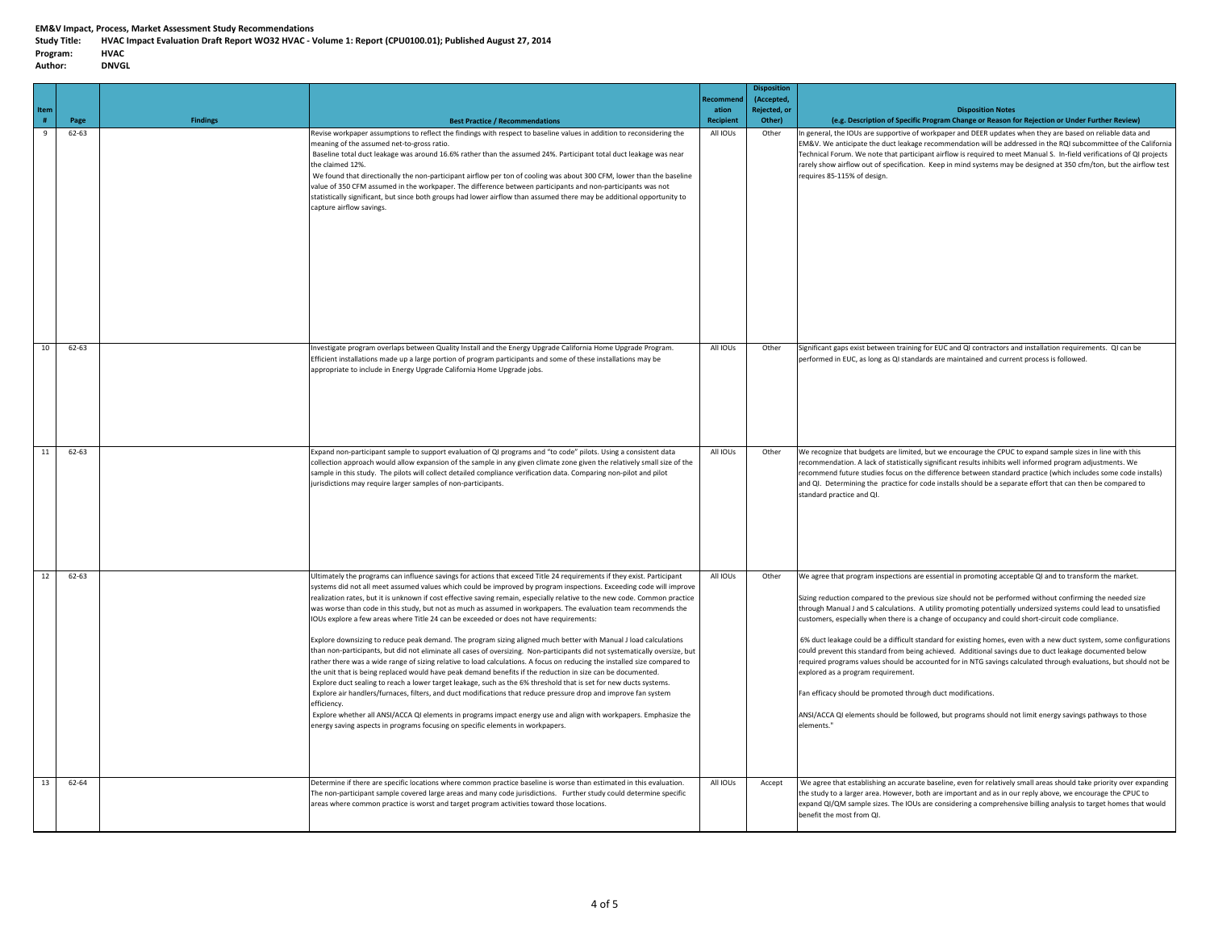**EM&V Impact, Process, Market Assessment Study Recommendations**
**Study Title:** HVAC Impact Evaluation Draft Report WO32 HVAC - Volume 1: Report (CPU0100.01); Published August 27, 2014
**Program:** HVAC
**Author:** DNVGL

| Item # | Page | Findings | Best Practice / Recommendations | Recommendation Recipient | Disposition (Accepted, Rejected, or Other) | Disposition Notes (e.g. Description of Specific Program Change or Reason for Rejection or Under Further Review) |
|---|---|---|---|---|---|---|
| 9 | 62-63 | | Revise workpaper assumptions to reflect the findings with respect to baseline values in addition to reconsidering the meaning of the assumed net-to-gross ratio.<br>Baseline total duct leakage was around 16.6% rather than the assumed 24%. Participant total duct leakage was near the claimed 12%.<br>We found that directionally the non-participant airflow per ton of cooling was about 300 CFM, lower than the baseline value of 350 CFM assumed in the workpaper. The difference between participants and non-participants was not statistically significant, but since both groups had lower airflow than assumed there may be additional opportunity to capture airflow savings. | All IOUs | Other | In general, the IOUs are supportive of workpaper and DEER updates when they are based on reliable data and EM&V. We anticipate the duct leakage recommendation will be addressed in the RQI subcommittee of the California Technical Forum. We note that participant airflow is required to meet Manual S. In-field verifications of QI projects rarely show airflow out of specification. Keep in mind systems may be designed at 350 cfm/ton, but the airflow test requires 85-115% of design. |
| 10 | 62-63 | | Investigate program overlaps between Quality Install and the Energy Upgrade California Home Upgrade Program. Efficient installations made up a large portion of program participants and some of these installations may be appropriate to include in Energy Upgrade California Home Upgrade jobs. | All IOUs | Other | Significant gaps exist between training for EUC and QI contractors and installation requirements. QI can be performed in EUC, as long as QI standards are maintained and current process is followed. |
| 11 | 62-63 | | Expand non-participant sample to support evaluation of QI programs and "to code" pilots. Using a consistent data collection approach would allow expansion of the sample in any given climate zone given the relatively small size of the sample in this study. The pilots will collect detailed compliance verification data. Comparing non-pilot and pilot jurisdictions may require larger samples of non-participants. | All IOUs | Other | We recognize that budgets are limited, but we encourage the CPUC to expand sample sizes in line with this recommendation. A lack of statistically significant results inhibits well informed program adjustments. We recommend future studies focus on the difference between standard practice (which includes some code installs) and QI. Determining the practice for code installs should be a separate effort that can then be compared to standard practice and QI. |
| 12 | 62-63 | | Ultimately the programs can influence savings for actions that exceed Title 24 requirements if they exist. Participant systems did not all meet assumed values which could be improved by program inspections. Exceeding code will improve realization rates, but it is unknown if cost effective saving remain, especially relative to the new code. Common practice was worse than code in this study, but not as much as assumed in workpapers. The evaluation team recommends the IOUs explore a few areas where Title 24 can be exceeded or does not have requirements:<br><br>Explore downsizing to reduce peak demand. The program sizing aligned much better with Manual J load calculations than non-participants, but did not eliminate all cases of oversizing. Non-participants did not systematically oversize, but rather there was a wide range of sizing relative to load calculations. A focus on reducing the installed size compared to the unit that is being replaced would have peak demand benefits if the reduction in size can be documented.<br>Explore duct sealing to reach a lower target leakage, such as the 6% threshold that is set for new ducts systems.<br>Explore air handlers/furnaces, filters, and duct modifications that reduce pressure drop and improve fan system efficiency.<br>Explore whether all ANSI/ACCA QI elements in programs impact energy use and align with workpapers. Emphasize the energy saving aspects in programs focusing on specific elements in workpapers. | All IOUs | Other | We agree that program inspections are essential in promoting acceptable QI and to transform the market.<br><br>Sizing reduction compared to the previous size should not be performed without confirming the needed size through Manual J and S calculations. A utility promoting potentially undersized systems could lead to unsatisfied customers, especially when there is a change of occupancy and could short-circuit code compliance.<br><br>6% duct leakage could be a difficult standard for existing homes, even with a new duct system, some configurations could prevent this standard from being achieved. Additional savings due to duct leakage documented below required programs values should be accounted for in NTG savings calculated through evaluations, but should not be explored as a program requirement.<br><br>Fan efficacy should be promoted through duct modifications.<br><br>ANSI/ACCA QI elements should be followed, but programs should not limit energy savings pathways to those elements." |
| 13 | 62-64 | | Determine if there are specific locations where common practice baseline is worse than estimated in this evaluation. The non-participant sample covered large areas and many code jurisdictions. Further study could determine specific areas where common practice is worst and target program activities toward those locations. | All IOUs | Accept | We agree that establishing an accurate baseline, even for relatively small areas should take priority over expanding the study to a larger area. However, both are important and as in our reply above, we encourage the CPUC to expand QI/QM sample sizes. The IOUs are considering a comprehensive billing analysis to target homes that would benefit the most from QI. |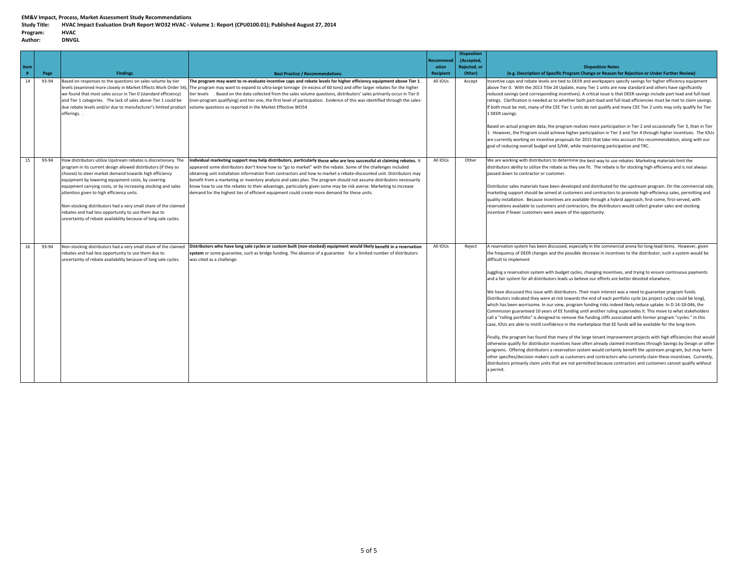**EM&V Impact, Process, Market Assessment Study Recommendations**
**Study Title:** HVAC Impact Evaluation Draft Report WO32 HVAC - Volume 1: Report (CPU0100.01); Published August 27, 2014
**Program:** HVAC
**Author:** DNVGL

| Item # | Page | Findings | Best Practice / Recommendations | Recommendation Recipient | Disposition (Accepted, Rejected, or Other) | Disposition Notes (e.g. Description of Specific Program Change or Reason for Rejection or Under Further Review) |
|---|---|---|---|---|---|---|
| 14 | 93-94 | Based on responses to the questions on sales volume by tier levels (examined more closely in Market Effects Work Order 54), we found that most sales occur in Tier 0 (standard efficiency) and Tier 1 categories. The lack of sales above Tier 1 could be due rebate levels and/or due to manufacturer's limited product offerings. . | **The program may want to re-evaluate incentive caps and rebate levels for higher efficiency equipment above Tier 1** . The program may want to expand to ultra-large tonnage (in excess of 60 tons) and offer larger rebates for the higher tier levels . Based on the data collected from the sales volume questions, distributors' sales primarily occur in Tier 0 (non-program qualifying) and tier one, the first level of participation. Evidence of this was identified through the sales-volume questions as reported in the Market Effective WO54 | All IOUs | Accept | Incentive caps and rebate levels are tied to DEER and workpapers specify savings for higher efficiency equipment above Tier 0. With the 2013 Title 24 Update, many Tier 1 units are now standard and others have significantly reduced savings (and corresponding incentives). A critical issue is that DEER savings include part-load and full-load ratings. Clarification is needed as to whether both part-load and full-load efficiencies must be met to claim savings. If both must be met, many of the CEE Tier 1 units do not qualify and many CEE Tier 2 units may only qualify for Tier 1 DEER savings.<br><br>Based on actual program data, the program realizes more participation in Tier 2 and occasionally Tier 3, than in Tier 1. However, the Program could achieve higher participation in Tier 3 and Tier 4 through higher incentives. The IOUs are currently working on incentive proposals for 2015 that take into account this recommendation, along with our goal of reducing overall budget and $/kW, while maintaining participation and TRC. |
| 15 | 93-94 | How distributors utilize Upstream rebates is discretionary. The program in its current design allowed distributors (if they so choose) to steer market demand towards high efficiency equipment by lowering equipment costs, by covering equipment carrying costs, or by increasing stocking and sales attention given to high efficiency units.<br><br>Non-stocking distributors had a very small share of the claimed rebates and had less opportunity to use them due to uncertainty of rebate availability because of long sale cycles. | **Individual marketing support may help distributors, particularly those who are less successful at claiming rebates.** It appeared some distributors don't know how to "go to market" with the rebate. Some of the challenges included obtaining unit installation information from contractors and how to market a rebate-discounted unit. Distributors may benefit from a marketing or inventory analysis and sales plan. The program should not assume distributors necessarily know how to use the rebates to their advantage, particularly given some may be risk averse. Marketing to increase demand for the highest tier of efficient equipment could create more demand for these units. | All IOUs | Other | We are working with distributors to determine the best way to use rebates. Marketing materials limit the distributors ability to utilize the rebate as they see fit. The rebate is for stocking high efficiency and is not always passed down to contractor or customer.<br><br>Distributor sales materials have been developed and distributed for the upstream program. On the commercial side, marketing support should be aimed at customers and contractors to promote high-efficiency sales, permitting and quality installation. Because incentives are available through a hybrid approach, first-come, first-served, with reservations available to customers and contractors, the distributors would collect greater sales and stocking incentive if fewer customers were aware of the opportunity. |
| 16 | 93-94 | Non-stocking distributors had a very small share of the claimed rebates and had less opportunity to use them due to uncertainty of rebate availability because of long sale cycles. | **Distributors who have long sale cycles or custom built (non-stocked) equipment would likely benefit in a reservation system** or some guarantee, such as bridge funding. The absence of a guarantee for a limited number of distributors was cited as a challenge. | All IOUs | Reject | A reservation system has been discussed, especially in the commercial arena for long-lead items. However, given the frequency of DEER changes and the possible decrease in incentives to the distributor, such a system would be difficult to implement<br><br>Juggling a reservation system with budget cycles, changing incentives, and trying to ensure continuous payments and a fair system for all distributors leads us believe our efforts are better devoted elsewhere.<br><br>We have discussed this issue with distributors. Their main interest was a need to guarantee program funds. Distributors indicated they were at risk towards the end of each portfolio cycle (as project cycles could be long), which has been worrisome. In our view, program funding risks indeed likely reduce uptake. In D.14-10-046, the Commission guaranteed 10 years of EE funding until another ruling supersedes it. This move to what stakeholders call a "rolling portfolio" is designed to remove the funding cliffs associated with former program "cycles." In this case, IOUs are able to instill confidence in the marketplace that EE funds will be available for the long-term.<br><br>Finally, the program has found that many of the large tenant improvement projects with high efficiencies that would otherwise qualify for distributor incentives have often already claimed incentives through Savings by Design or other programs. Offering distributors a reservation system would certainly benefit the upstream program, but may harm other specifies/decision makers such as customers and contractors who currently claim these incentives. Currently, distributors primarily claim units that are not permitted because contractors and customers cannot qualify without a permit. |